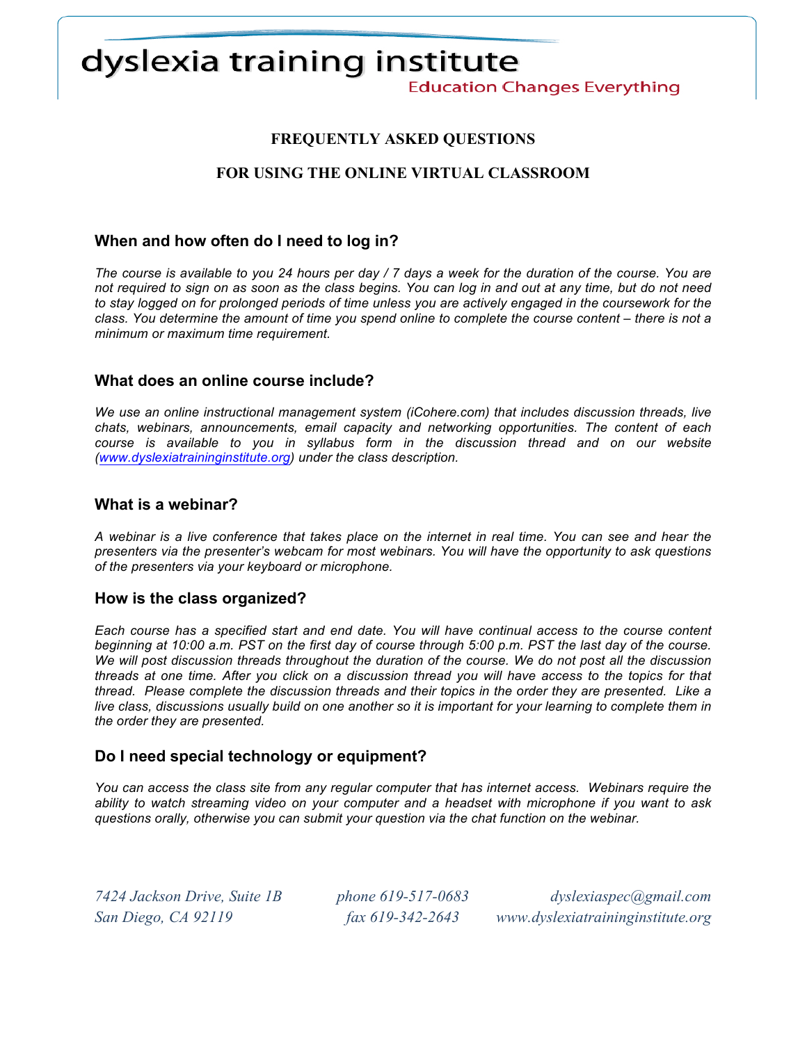dyslexia training institute

Education Changes Everything

# FREQUENTLY ASKED QUESTIONS

# FOR USING THE ONLINE VIRTUAL CLASSROOM

## When and how often do I need to log in?

*The course is available to you 24 hours per day / 7 days a week for the duration of the course. You are not required to sign on as soon as the class begins. You can log in and out at any time, but do not need to stay logged on for prolonged periods of time unless you are actively engaged in the coursework for the class. You determine the amount of time you spend online to complete the course content – there is not a minimum or maximum time requirement.*

## What does an online course include?

*We use an online instructional management system (iCohere.com) that includes discussion threads, live chats, webinars, announcements, email capacity and networking opportunities. The content of each course is available to you in syllabus form in the discussion thread and on our website ([www.dyslexiatraininginstitute.org](www.dyslexiatraininginstitute.org)) under the class description.*

## What is a webinar?

*A webinar is a live conference that takes place on the internet in real time. You can see and hear the presenters via the presenter's webcam for most webinars. You will have the opportunity to ask questions of the presenters via your keyboard or microphone.*

## How is the class organized?

*Each course has a specified start and end date. You will have continual access to the course content beginning at 10:00 a.m. PST on the first day of course through 5:00 p.m. PST the last day of the course. We will post discussion threads throughout the duration of the course. We do not post all the discussion threads at one time. After you click on a discussion thread you will have access to the topics for that thread. Please complete the discussion threads and their topics in the order they are presented. Like a live class, discussions usually build on one another so it is important for your learning to complete them in the order they are presented.*

## Do I need special technology or equipment?

*You can access the class site from any regular computer that has internet access. Webinars require the ability to watch streaming video on your computer and a headset with microphone if you want to ask questions orally, otherwise you can submit your question via the chat function on the webinar.*

*7424 Jackson Drive, Suite 1B*
*San Diego, CA 92119*

*phone 619-517-0683*
*fax 619-342-2643*

*dyslexiaspec@gmail.com*
*www.dyslexiatraininginstitute.org*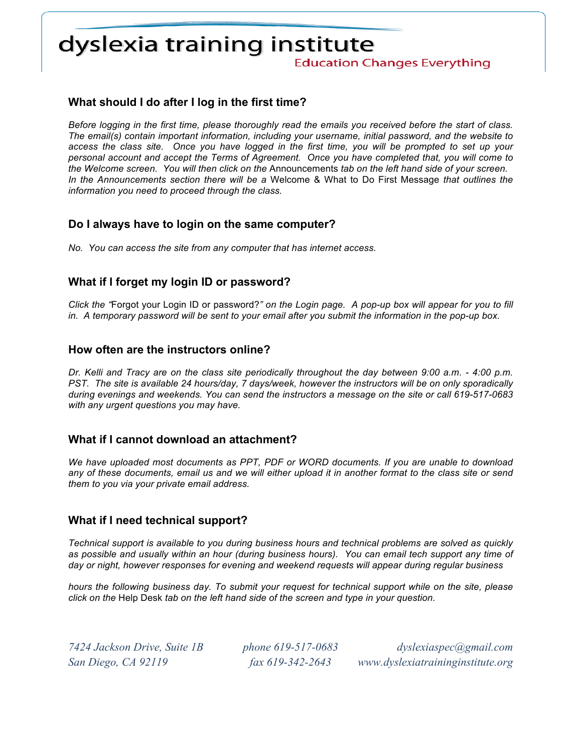## What should I do after I log in the first time?

*Before logging in the first time, please thoroughly read the emails you received before the start of class. The email(s) contain important information, including your username, initial password, and the website to access the class site. Once you have logged in the first time, you will be prompted to set up your personal account and accept the Terms of Agreement. Once you have completed that, you will come to the Welcome screen. You will then click on the* Announcements *tab on the left hand side of your screen. In the Announcements section there will be a* Welcome & What to Do First Message *that outlines the information you need to proceed through the class.*

## Do I always have to login on the same computer?

*No. You can access the site from any computer that has internet access.*

## What if I forget my login ID or password?

*Click the "*Forgot your Login ID or password?*" on the Login page. A pop-up box will appear for you to fill in. A temporary password will be sent to your email after you submit the information in the pop-up box.*

## How often are the instructors online?

*Dr. Kelli and Tracy are on the class site periodically throughout the day between 9:00 a.m. - 4:00 p.m. PST. The site is available 24 hours/day, 7 days/week, however the instructors will be on only sporadically during evenings and weekends. You can send the instructors a message on the site or call 619-517-0683 with any urgent questions you may have.*

## What if I cannot download an attachment?

*We have uploaded most documents as PPT, PDF or WORD documents. If you are unable to download any of these documents, email us and we will either upload it in another format to the class site or send them to you via your private email address.*

## What if I need technical support?

*Technical support is available to you during business hours and technical problems are solved as quickly as possible and usually within an hour (during business hours). You can email tech support any time of day or night, however responses for evening and weekend requests will appear during regular business hours the following business day. To submit your request for technical support while on the site, please click on the* Help Desk *tab on the left hand side of the screen and type in your question.*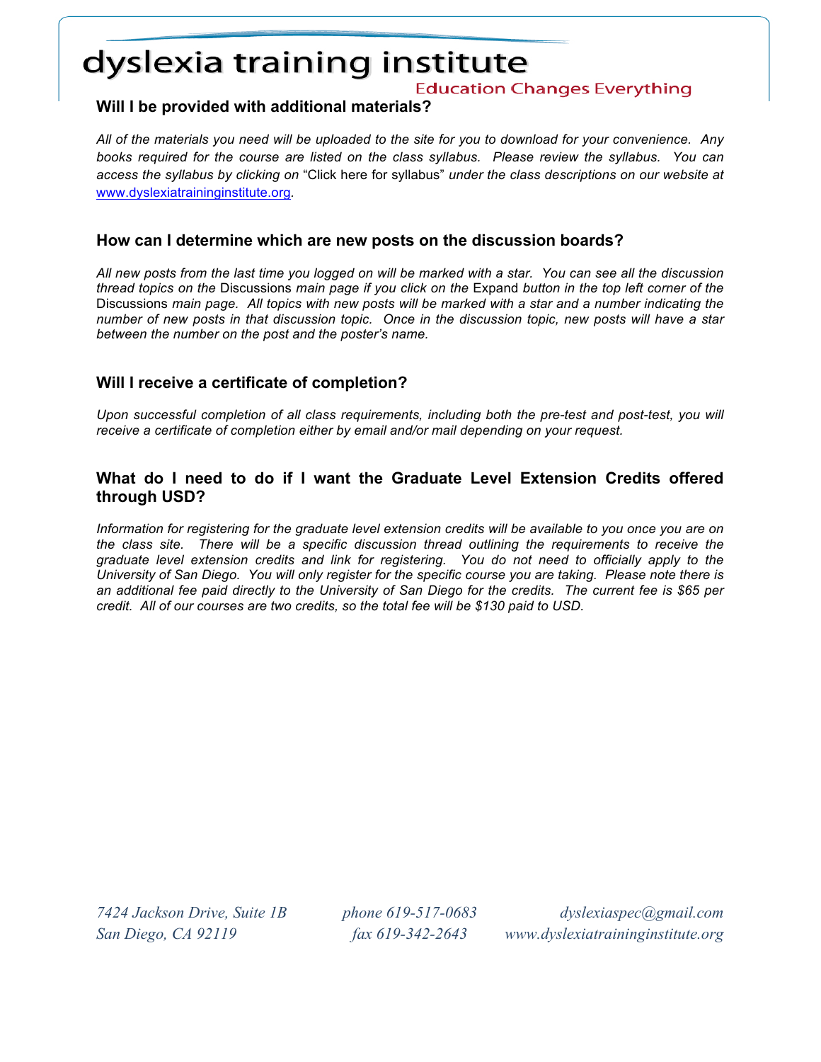### Will I be provided with additional materials?

*All of the materials you need will be uploaded to the site for you to download for your convenience. Any books required for the course are listed on the class syllabus. Please review the syllabus. You can access the syllabus by clicking on* "Click here for syllabus" *under the class descriptions on our website at* [www.dyslexiatraininginstitute.org](http://www.dyslexiatraininginstitute.org).

### How can I determine which are new posts on the discussion boards?

*All new posts from the last time you logged on will be marked with a star. You can see all the discussion thread topics on the* Discussions *main page if you click on the* Expand *button in the top left corner of the* Discussions *main page. All topics with new posts will be marked with a star and a number indicating the number of new posts in that discussion topic. Once in the discussion topic, new posts will have a star between the number on the post and the poster's name.*

### Will I receive a certificate of completion?

*Upon successful completion of all class requirements, including both the pre-test and post-test, you will receive a certificate of completion either by email and/or mail depending on your request.*

### What do I need to do if I want the Graduate Level Extension Credits offered through USD?

*Information for registering for the graduate level extension credits will be available to you once you are on the class site. There will be a specific discussion thread outlining the requirements to receive the graduate level extension credits and link for registering. You do not need to officially apply to the University of San Diego. You will only register for the specific course you are taking. Please note there is an additional fee paid directly to the University of San Diego for the credits. The current fee is $65 per credit. All of our courses are two credits, so the total fee will be $130 paid to USD.*